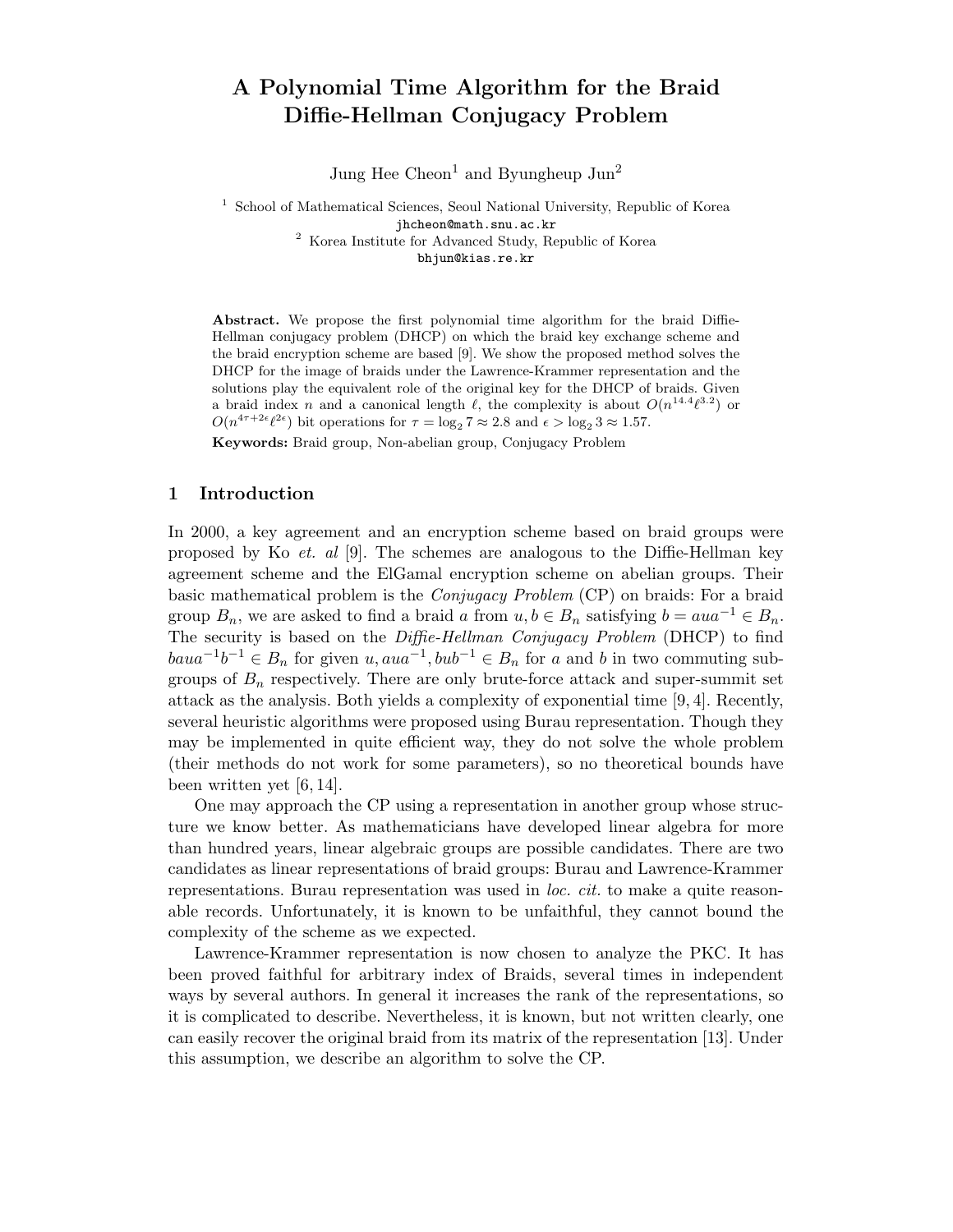# A Polynomial Time Algorithm for the Braid Diffie-Hellman Conjugacy Problem

Jung Hee Cheon[1] and Byungheup Jun[2]

[1] School of Mathematical Sciences, Seoul National University, Republic of Korea
jhcheon@math.snu.ac.kr

[2] Korea Institute for Advanced Study, Republic of Korea
bhjun@kias.re.kr

**Abstract.** We propose the first polynomial time algorithm for the braid Diffie-Hellman conjugacy problem (DHCP) on which the braid key exchange scheme and the braid encryption scheme are based [9]. We show the proposed method solves the DHCP for the image of braids under the Lawrence-Krammer representation and the solutions play the equivalent role of the original key for the DHCP of braids. Given a braid index $n$ and a canonical length $\ell$, the complexity is about $O(n^{14.4}\ell^{3.2})$ or $O(n^{4\tau+2\epsilon}\ell^{2\epsilon})$ bit operations for $\tau = \log_2 7 \approx 2.8$ and $\epsilon > \log_2 3 \approx 1.57$.

**Keywords:** Braid group, Non-abelian group, Conjugacy Problem

## 1 Introduction

In 2000, a key agreement and an encryption scheme based on braid groups were proposed by Ko *et. al* [9]. The schemes are analogous to the Diffie-Hellman key agreement scheme and the ElGamal encryption scheme on abelian groups. Their basic mathematical problem is the *Conjugacy Problem* (CP) on braids: For a braid group $B_n$, we are asked to find a braid $a$ from $u, b \in B_n$ satisfying $b = aua^{-1} \in B_n$. The security is based on the *Diffie-Hellman Conjugacy Problem* (DHCP) to find $baua^{-1}b^{-1} \in B_n$ for given $u, aua^{-1}, bub^{-1} \in B_n$ for $a$ and $b$ in two commuting subgroups of $B_n$ respectively. There are only brute-force attack and super-summit set attack as the analysis. Both yields a complexity of exponential time [9, 4]. Recently, several heuristic algorithms were proposed using Burau representation. Though they may be implemented in quite efficient way, they do not solve the whole problem (their methods do not work for some parameters), so no theoretical bounds have been written yet [6, 14].

One may approach the CP using a representation in another group whose structure we know better. As mathematicians have developed linear algebra for more than hundred years, linear algebraic groups are possible candidates. There are two candidates as linear representations of braid groups: Burau and Lawrence-Krammer representations. Burau representation was used in *loc. cit.* to make a quite reasonable records. Unfortunately, it is known to be unfaithful, they cannot bound the complexity of the scheme as we expected.

Lawrence-Krammer representation is now chosen to analyze the PKC. It has been proved faithful for arbitrary index of Braids, several times in independent ways by several authors. In general it increases the rank of the representations, so it is complicated to describe. Nevertheless, it is known, but not written clearly, one can easily recover the original braid from its matrix of the representation [13]. Under this assumption, we describe an algorithm to solve the CP.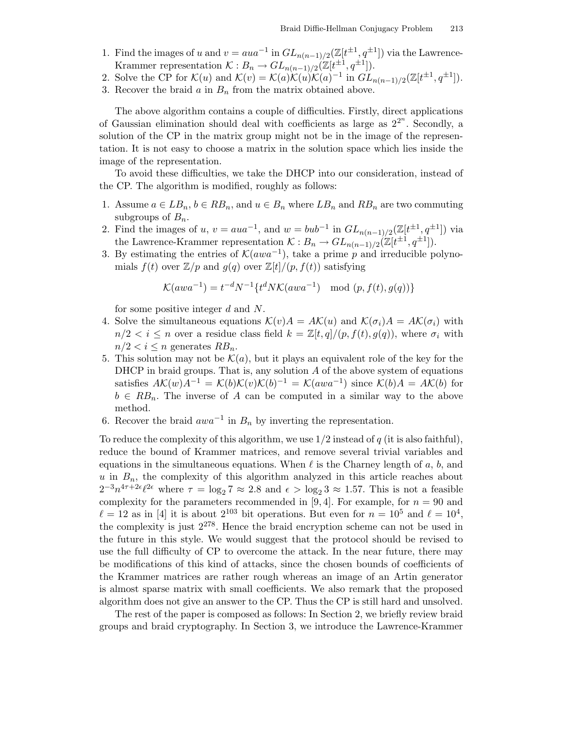1. Find the images of $u$ and $v = aua^{-1}$ in $GL_{n(n-1)/2}(\mathbb{Z}[t^{\pm 1}, q^{\pm 1}])$ via the Lawrence-Krammer representation $\mathcal{K} : B_n \to GL_{n(n-1)/2}(\mathbb{Z}[t^{\pm 1}, q^{\pm 1}])$.
2. Solve the CP for $\mathcal{K}(u)$ and $\mathcal{K}(v) = \mathcal{K}(a)\mathcal{K}(u)\mathcal{K}(a)^{-1}$ in $GL_{n(n-1)/2}(\mathbb{Z}[t^{\pm 1}, q^{\pm 1}])$.
3. Recover the braid $a$ in $B_n$ from the matrix obtained above.

The above algorithm contains a couple of difficulties. Firstly, direct applications of Gaussian elimination should deal with coefficients as large as $2^{2^n}$. Secondly, a solution of the CP in the matrix group might not be in the image of the representation. It is not easy to choose a matrix in the solution space which lies inside the image of the representation.

To avoid these difficulties, we take the DHCP into our consideration, instead of the CP. The algorithm is modified, roughly as follows:

1. Assume $a \in LB_n$, $b \in RB_n$, and $u \in B_n$ where $LB_n$ and $RB_n$ are two commuting subgroups of $B_n$.
2. Find the images of $u$, $v = aua^{-1}$, and $w = bub^{-1}$ in $GL_{n(n-1)/2}(\mathbb{Z}[t^{\pm 1}, q^{\pm 1}])$ via the Lawrence-Krammer representation $\mathcal{K} : B_n \to GL_{n(n-1)/2}(\mathbb{Z}[t^{\pm 1}, q^{\pm 1}])$.
3. By estimating the entries of $\mathcal{K}(awa^{-1})$, take a prime $p$ and irreducible polynomials $f(t)$ over $\mathbb{Z}/p$ and $g(q)$ over $\mathbb{Z}[t]/(p, f(t))$ satisfying
$$\mathcal{K}(awa^{-1}) = t^{-d}N^{-1}\{t^d N\mathcal{K}(awa^{-1}) \mod (p, f(t), g(q))\}$$
for some positive integer $d$ and $N$.
4. Solve the simultaneous equations $\mathcal{K}(v)A = A\mathcal{K}(u)$ and $\mathcal{K}(\sigma_i)A = A\mathcal{K}(\sigma_i)$ with $n/2 < i \le n$ over a residue class field $k = \mathbb{Z}[t, q]/(p, f(t), g(q))$, where $\sigma_i$ with $n/2 < i \le n$ generates $RB_n$.
5. This solution may not be $\mathcal{K}(a)$, but it plays an equivalent role of the key for the DHCP in braid groups. That is, any solution $A$ of the above system of equations satisfies $A\mathcal{K}(w)A^{-1} = \mathcal{K}(b)\mathcal{K}(v)\mathcal{K}(b)^{-1} = \mathcal{K}(awa^{-1})$ since $\mathcal{K}(b)A = A\mathcal{K}(b)$ for $b \in RB_n$. The inverse of $A$ can be computed in a similar way to the above method.
6. Recover the braid $awa^{-1}$ in $B_n$ by inverting the representation.

To reduce the complexity of this algorithm, we use $1/2$ instead of $q$ (it is also faithful), reduce the bound of Krammer matrices, and remove several trivial variables and equations in the simultaneous equations. When $\ell$ is the Charney length of $a$, $b$, and $u$ in $B_n$, the complexity of this algorithm analyzed in this article reaches about $2^{-3}n^{4\tau+2\epsilon}\ell^{2\epsilon}$ where $\tau = \log_2 7 \approx 2.8$ and $\epsilon > \log_2 3 \approx 1.57$. This is not a feasible complexity for the parameters recommended in [9, 4]. For example, for $n = 90$ and $\ell = 12$ as in [4] it is about $2^{103}$ bit operations. But even for $n = 10^5$ and $\ell = 10^4$, the complexity is just $2^{278}$. Hence the braid encryption scheme can not be used in the future in this style. We would suggest that the protocol should be revised to use the full difficulty of CP to overcome the attack. In the near future, there may be modifications of this kind of attacks, since the chosen bounds of coefficients of the Krammer matrices are rather rough whereas an image of an Artin generator is almost sparse matrix with small coefficients. We also remark that the proposed algorithm does not give an answer to the CP. Thus the CP is still hard and unsolved.

The rest of the paper is composed as follows: In Section 2, we briefly review braid groups and braid cryptography. In Section 3, we introduce the Lawrence-Krammer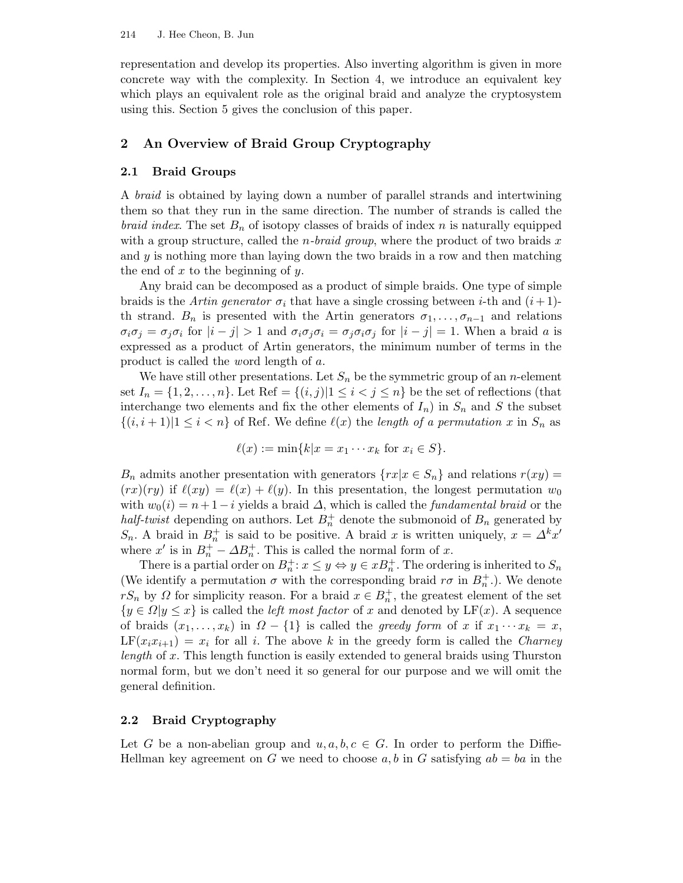representation and develop its properties. Also inverting algorithm is given in more concrete way with the complexity. In Section 4, we introduce an equivalent key which plays an equivalent role as the original braid and analyze the cryptosystem using this. Section 5 gives the conclusion of this paper.

## 2 An Overview of Braid Group Cryptography

### 2.1 Braid Groups

A *braid* is obtained by laying down a number of parallel strands and intertwining them so that they run in the same direction. The number of strands is called the *braid index*. The set $B_n$ of isotopy classes of braids of index $n$ is naturally equipped with a group structure, called the *n-braid group*, where the product of two braids $x$ and $y$ is nothing more than laying down the two braids in a row and then matching the end of $x$ to the beginning of $y$.

Any braid can be decomposed as a product of simple braids. One type of simple braids is the *Artin generator* $\sigma_i$ that have a single crossing between $i$-th and $(i+1)$-th strand. $B_n$ is presented with the Artin generators $\sigma_1, \ldots, \sigma_{n-1}$ and relations $\sigma_i \sigma_j = \sigma_j \sigma_i$ for $|i-j| > 1$ and $\sigma_i \sigma_j \sigma_i = \sigma_j \sigma_i \sigma_j$ for $|i-j| = 1$. When a braid $a$ is expressed as a product of Artin generators, the minimum number of terms in the product is called the *w*ord length of $a$.

We have still other presentations. Let $S_n$ be the symmetric group of an $n$-element set $I_n = \{1, 2, \ldots, n\}$. Let $\mathrm{Ref} = \{(i,j) | 1 \le i < j \le n\}$ be the set of reflections (that interchange two elements and fix the other elements of $I_n$) in $S_n$ and $S$ the subset $\{(i, i+1) | 1 \le i < n\}$ of Ref. We define $\ell(x)$ the *length of a permutation* $x$ in $S_n$ as

$$\ell(x) := \min\{k | x = x_1 \cdots x_k \text{ for } x_i \in S\}.$$

$B_n$ admits another presentation with generators $\{rx | x \in S_n\}$ and relations $r(xy) = (rx)(ry)$ if $\ell(xy) = \ell(x) + \ell(y)$. In this presentation, the longest permutation $w_0$ with $w_0(i) = n+1-i$ yields a braid $\Delta$, which is called the *fundamental braid* or the *half-twist* depending on authors. Let $B_n^+$ denote the submonoid of $B_n$ generated by $S_n$. A braid in $B_n^+$ is said to be positive. A braid $x$ is written uniquely, $x = \Delta^k x'$ where $x'$ is in $B_n^+ - \Delta B_n^+$. This is called the normal form of $x$.

There is a partial order on $B_n^+$: $x \le y \Leftrightarrow y \in x B_n^+$. The ordering is inherited to $S_n$ (We identify a permutation $\sigma$ with the corresponding braid $r\sigma$ in $B_n^+$.). We denote $rS_n$ by $\Omega$ for simplicity reason. For a braid $x \in B_n^+$, the greatest element of the set $\{y \in \Omega | y \le x\}$ is called the *left most factor* of $x$ and denoted by $\mathrm{LF}(x)$. A sequence of braids $(x_1, \ldots, x_k)$ in $\Omega - \{1\}$ is called the *greedy form* of $x$ if $x_1 \cdots x_k = x$, $\mathrm{LF}(x_i x_{i+1}) = x_i$ for all $i$. The above $k$ in the greedy form is called the *Charney length* of $x$. This length function is easily extended to general braids using Thurston normal form, but we don't need it so general for our purpose and we will omit the general definition.

### 2.2 Braid Cryptography

Let $G$ be a non-abelian group and $u, a, b, c \in G$. In order to perform the Diffie-Hellman key agreement on $G$ we need to choose $a, b$ in $G$ satisfying $ab = ba$ in the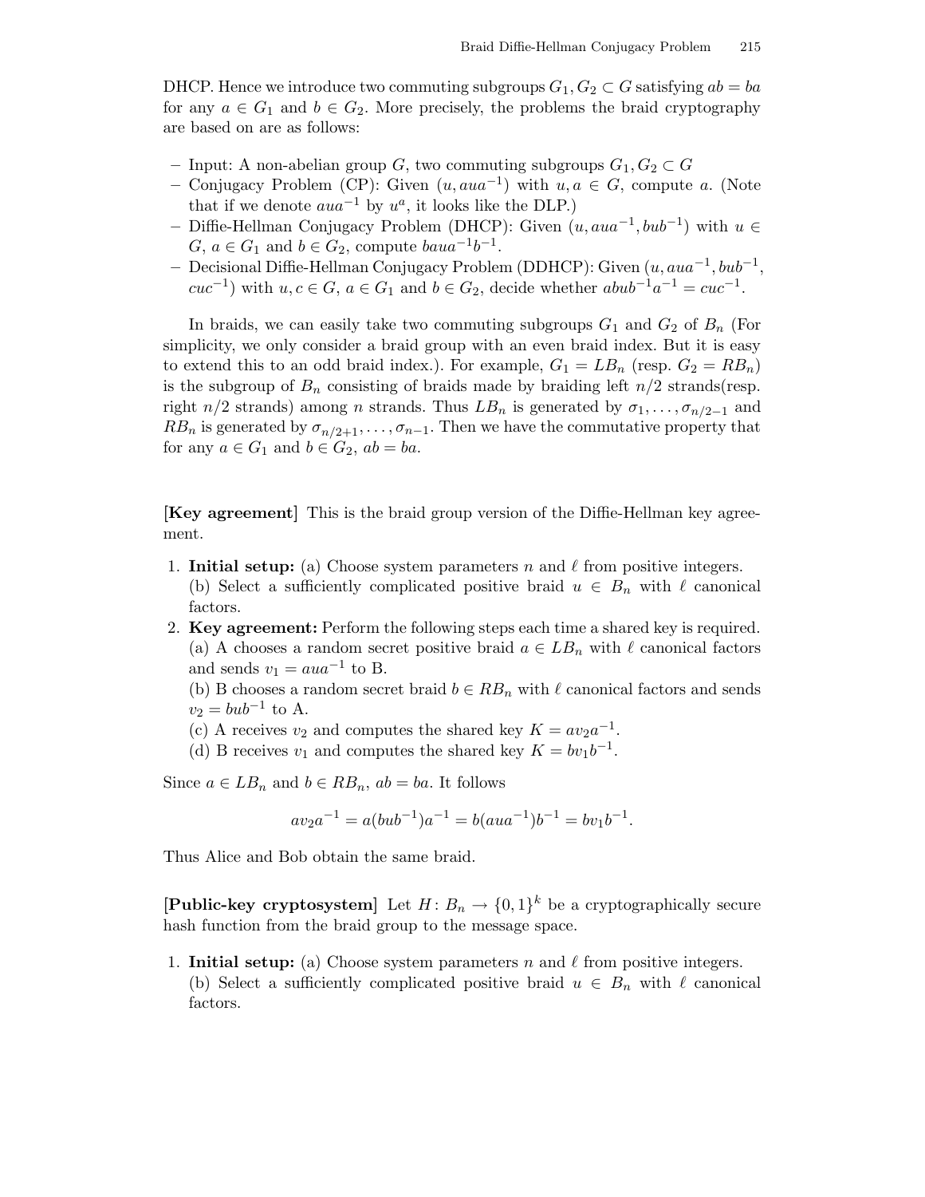DHCP. Hence we introduce two commuting subgroups $G_1, G_2 \subset G$ satisfying $ab = ba$ for any $a \in G_1$ and $b \in G_2$. More precisely, the problems the braid cryptography are based on are as follows:

- Input: A non-abelian group $G$, two commuting subgroups $G_1, G_2 \subset G$
- Conjugacy Problem (CP): Given $(u, aua^{-1})$ with $u, a \in G$, compute $a$. (Note that if we denote $aua^{-1}$ by $u^a$, it looks like the DLP.)
- Diffie-Hellman Conjugacy Problem (DHCP): Given $(u, aua^{-1}, bub^{-1})$ with $u \in G$, $a \in G_1$ and $b \in G_2$, compute $baua^{-1}b^{-1}$.
- Decisional Diffie-Hellman Conjugacy Problem (DDHCP): Given $(u, aua^{-1}, bub^{-1}, cuc^{-1})$ with $u, c \in G$, $a \in G_1$ and $b \in G_2$, decide whether $abub^{-1}a^{-1} = cuc^{-1}$.

In braids, we can easily take two commuting subgroups $G_1$ and $G_2$ of $B_n$ (For simplicity, we only consider a braid group with an even braid index. But it is easy to extend this to an odd braid index.). For example, $G_1 = LB_n$ (resp. $G_2 = RB_n$) is the subgroup of $B_n$ consisting of braids made by braiding left $n/2$ strands(resp. right $n/2$ strands) among $n$ strands. Thus $LB_n$ is generated by $\sigma_1, \dots, \sigma_{n/2-1}$ and $RB_n$ is generated by $\sigma_{n/2+1}, \dots, \sigma_{n-1}$. Then we have the commutative property that for any $a \in G_1$ and $b \in G_2$, $ab = ba$.

**[Key agreement]** This is the braid group version of the Diffie-Hellman key agreement.

1. **Initial setup:** (a) Choose system parameters $n$ and $\ell$ from positive integers.
   (b) Select a sufficiently complicated positive braid $u \in B_n$ with $\ell$ canonical factors.
2. **Key agreement:** Perform the following steps each time a shared key is required.
   (a) A chooses a random secret positive braid $a \in LB_n$ with $\ell$ canonical factors and sends $v_1 = aua^{-1}$ to B.
   (b) B chooses a random secret braid $b \in RB_n$ with $\ell$ canonical factors and sends $v_2 = bub^{-1}$ to A.
   (c) A receives $v_2$ and computes the shared key $K = av_2a^{-1}$.
   (d) B receives $v_1$ and computes the shared key $K = bv_1b^{-1}$.

Since $a \in LB_n$ and $b \in RB_n$, $ab = ba$. It follows

$$av_2a^{-1} = a(bub^{-1})a^{-1} = b(aua^{-1})b^{-1} = bv_1b^{-1}.$$

Thus Alice and Bob obtain the same braid.

**[Public-key cryptosystem]** Let $H \colon B_n \to \{0,1\}^k$ be a cryptographically secure hash function from the braid group to the message space.

1. **Initial setup:** (a) Choose system parameters $n$ and $\ell$ from positive integers.
   (b) Select a sufficiently complicated positive braid $u \in B_n$ with $\ell$ canonical factors.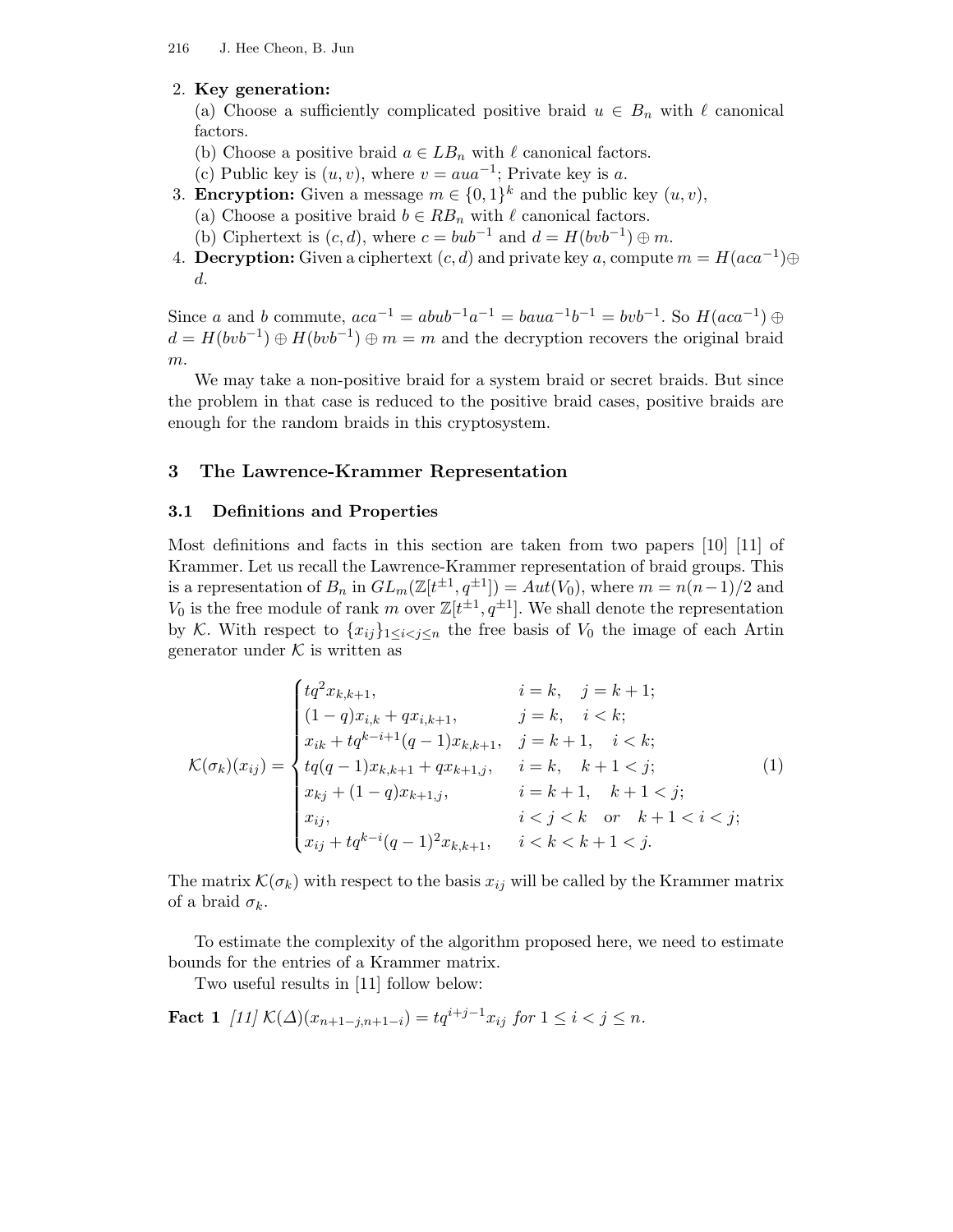2. **Key generation:**
   (a) Choose a sufficiently complicated positive braid $u \in B_n$ with $\ell$ canonical factors.
   (b) Choose a positive braid $a \in LB_n$ with $\ell$ canonical factors.
   (c) Public key is $(u, v)$, where $v = aua^{-1}$; Private key is $a$.
3. **Encryption:** Given a message $m \in \{0,1\}^k$ and the public key $(u, v)$,
   (a) Choose a positive braid $b \in RB_n$ with $\ell$ canonical factors.
   (b) Ciphertext is $(c, d)$, where $c = bub^{-1}$ and $d = H(bvb^{-1}) \oplus m$.
4. **Decryption:** Given a ciphertext $(c, d)$ and private key $a$, compute $m = H(aca^{-1}) \oplus d$.

Since $a$ and $b$ commute, $aca^{-1} = abub^{-1}a^{-1} = baua^{-1}b^{-1} = bvb^{-1}$. So $H(aca^{-1}) \oplus d = H(bvb^{-1}) \oplus H(bvb^{-1}) \oplus m = m$ and the decryption recovers the original braid $m$.

We may take a non-positive braid for a system braid or secret braids. But since the problem in that case is reduced to the positive braid cases, positive braids are enough for the random braids in this cryptosystem.

## 3 The Lawrence-Krammer Representation

### 3.1 Definitions and Properties

Most definitions and facts in this section are taken from two papers [10] [11] of Krammer. Let us recall the Lawrence-Krammer representation of braid groups. This is a representation of $B_n$ in $GL_m(\mathbb{Z}[t^{\pm 1}, q^{\pm 1}]) = Aut(V_0)$, where $m = n(n-1)/2$ and $V_0$ is the free module of rank $m$ over $\mathbb{Z}[t^{\pm 1}, q^{\pm 1}]$. We shall denote the representation by $\mathcal{K}$. With respect to $\{x_{ij}\}_{1 \le i < j \le n}$ the free basis of $V_0$ the image of each Artin generator under $\mathcal{K}$ is written as

$$
\mathcal{K}(\sigma_k)(x_{ij}) = \begin{cases}
tq^2 x_{k,k+1}, & i = k, \quad j = k+1; \\
(1-q)x_{i,k} + qx_{i,k+1}, & j = k, \quad i < k; \\
x_{ik} + tq^{k-i+1}(q-1)x_{k,k+1}, & j = k+1, \quad i < k; \\
tq(q-1)x_{k,k+1} + qx_{k+1,j}, & i = k, \quad k+1 < j; \\
x_{kj} + (1-q)x_{k+1,j}, & i = k+1, \quad k+1 < j; \\
x_{ij}, & i < j < k \quad \text{or} \quad k+1 < i < j; \\
x_{ij} + tq^{k-i}(q-1)^2 x_{k,k+1}, & i < k < k+1 < j.
\end{cases} \tag{1}
$$

The matrix $\mathcal{K}(\sigma_k)$ with respect to the basis $x_{ij}$ will be called by the Krammer matrix of a braid $\sigma_k$.

To estimate the complexity of the algorithm proposed here, we need to estimate bounds for the entries of a Krammer matrix.

Two useful results in [11] follow below:

**Fact 1** *[11] $\mathcal{K}(\Delta)(x_{n+1-j,n+1-i}) = tq^{i+j-1}x_{ij}$ for $1 \le i < j \le n$.*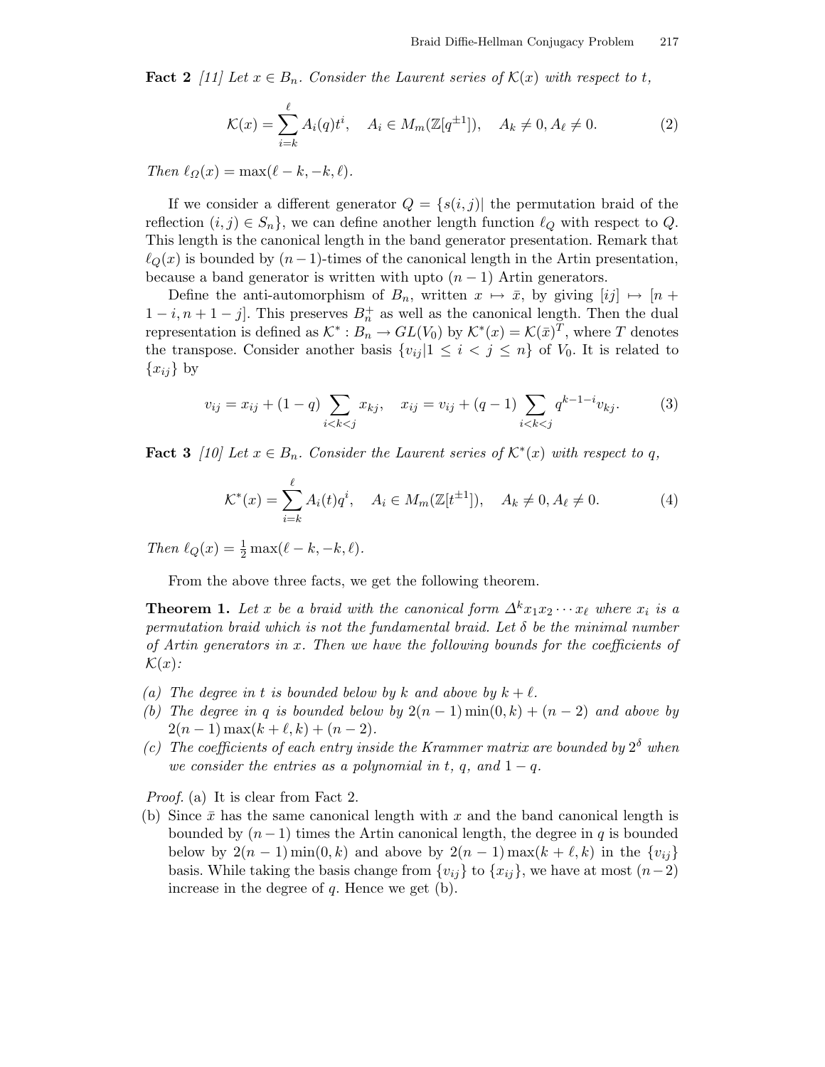**Fact 2** *[11] Let $x \in B_n$. Consider the Laurent series of $\mathcal{K}(x)$ with respect to $t$,*

$$\mathcal{K}(x) = \sum_{i=k}^{\ell} A_i(q)t^i, \quad A_i \in M_m(\mathbb{Z}[q^{\pm 1}]), \quad A_k \neq 0, A_\ell \neq 0. \tag{2}$$

*Then $\ell_\Omega(x) = \max(\ell - k, -k, \ell)$.*

If we consider a different generator $Q = \{s(i,j)|$ the permutation braid of the reflection $(i,j) \in S_n\}$, we can define another length function $\ell_Q$ with respect to $Q$. This length is the canonical length in the band generator presentation. Remark that $\ell_Q(x)$ is bounded by $(n-1)$-times of the canonical length in the Artin presentation, because a band generator is written with upto $(n-1)$ Artin generators.

Define the anti-automorphism of $B_n$, written $x \mapsto \bar{x}$, by giving $[ij] \mapsto [n+1-i, n+1-j]$. This preserves $B_n^+$ as well as the canonical length. Then the dual representation is defined as $\mathcal{K}^* : B_n \to GL(V_0)$ by $\mathcal{K}^*(x) = \mathcal{K}(\bar{x})^T$, where $T$ denotes the transpose. Consider another basis $\{v_{ij} | 1 \leq i < j \leq n\}$ of $V_0$. It is related to $\{x_{ij}\}$ by

$$v_{ij} = x_{ij} + (1-q) \sum_{i<k<j} x_{kj}, \quad x_{ij} = v_{ij} + (q-1) \sum_{i<k<j} q^{k-1-i} v_{kj}. \tag{3}$$

**Fact 3** *[10] Let $x \in B_n$. Consider the Laurent series of $\mathcal{K}^*(x)$ with respect to $q$,*

$$\mathcal{K}^*(x) = \sum_{i=k}^{\ell} A_i(t)q^i, \quad A_i \in M_m(\mathbb{Z}[t^{\pm 1}]), \quad A_k \neq 0, A_\ell \neq 0. \tag{4}$$

*Then $\ell_Q(x) = \frac{1}{2}\max(\ell - k, -k, \ell)$.*

From the above three facts, we get the following theorem.

**Theorem 1.** *Let $x$ be a braid with the canonical form $\Delta^k x_1 x_2 \cdots x_\ell$ where $x_i$ is a permutation braid which is not the fundamental braid. Let $\delta$ be the minimal number of Artin generators in $x$. Then we have the following bounds for the coefficients of $\mathcal{K}(x)$:*

- *(a) The degree in $t$ is bounded below by $k$ and above by $k + \ell$.*
- *(b) The degree in $q$ is bounded below by $2(n-1)\min(0,k) + (n-2)$ and above by $2(n-1)\max(k+\ell, k) + (n-2)$.*
- *(c) The coefficients of each entry inside the Krammer matrix are bounded by $2^\delta$ when we consider the entries as a polynomial in $t$, $q$, and $1-q$.*

*Proof.* (a) It is clear from Fact 2.

(b) Since $\bar{x}$ has the same canonical length with $x$ and the band canonical length is bounded by $(n-1)$ times the Artin canonical length, the degree in $q$ is bounded below by $2(n-1)\min(0,k)$ and above by $2(n-1)\max(k+\ell, k)$ in the $\{v_{ij}\}$ basis. While taking the basis change from $\{v_{ij}\}$ to $\{x_{ij}\}$, we have at most $(n-2)$ increase in the degree of $q$. Hence we get (b).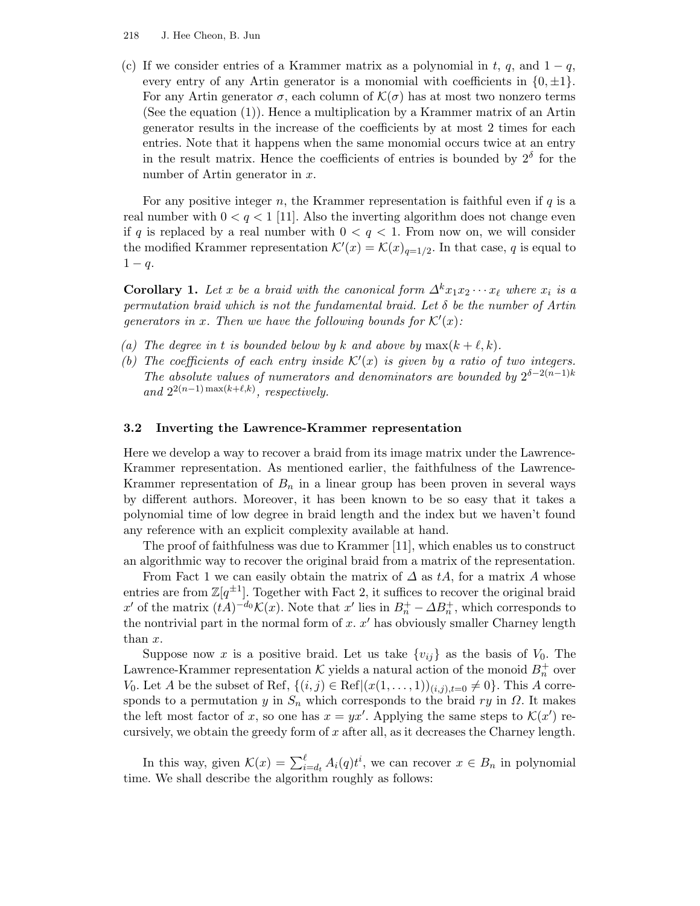(c) If we consider entries of a Krammer matrix as a polynomial in $t$, $q$, and $1-q$, every entry of any Artin generator is a monomial with coefficients in $\{0, \pm 1\}$. For any Artin generator $\sigma$, each column of $\mathcal{K}(\sigma)$ has at most two nonzero terms (See the equation (1)). Hence a multiplication by a Krammer matrix of an Artin generator results in the increase of the coefficients by at most 2 times for each entries. Note that it happens when the same monomial occurs twice at an entry in the result matrix. Hence the coefficients of entries is bounded by $2^{\delta}$ for the number of Artin generator in $x$.

For any positive integer $n$, the Krammer representation is faithful even if $q$ is a real number with $0 < q < 1$ [11]. Also the inverting algorithm does not change even if $q$ is replaced by a real number with $0 < q < 1$. From now on, we will consider the modified Krammer representation $\mathcal{K}'(x) = \mathcal{K}(x)_{q=1/2}$. In that case, $q$ is equal to $1-q$.

**Corollary 1.** *Let $x$ be a braid with the canonical form $\Delta^k x_1 x_2 \cdots x_\ell$ where $x_i$ is a permutation braid which is not the fundamental braid. Let $\delta$ be the number of Artin generators in $x$. Then we have the following bounds for $\mathcal{K}'(x)$:*

*(a) The degree in $t$ is bounded below by $k$ and above by $\max(k+\ell, k)$.*
*(b) The coefficients of each entry inside $\mathcal{K}'(x)$ is given by a ratio of two integers. The absolute values of numerators and denominators are bounded by $2^{\delta - 2(n-1)k}$ and $2^{2(n-1)\max(k+\ell,k)}$, respectively.*

### 3.2 Inverting the Lawrence-Krammer representation

Here we develop a way to recover a braid from its image matrix under the Lawrence-Krammer representation. As mentioned earlier, the faithfulness of the Lawrence-Krammer representation of $B_n$ in a linear group has been proven in several ways by different authors. Moreover, it has been known to be so easy that it takes a polynomial time of low degree in braid length and the index but we haven't found any reference with an explicit complexity available at hand.

The proof of faithfulness was due to Krammer [11], which enables us to construct an algorithmic way to recover the original braid from a matrix of the representation.

From Fact 1 we can easily obtain the matrix of $\Delta$ as $tA$, for a matrix $A$ whose entries are from $\mathbb{Z}[q^{\pm 1}]$. Together with Fact 2, it suffices to recover the original braid $x'$ of the matrix $(tA)^{-d_0}\mathcal{K}(x)$. Note that $x'$ lies in $B_n^+ - \Delta B_n^+$, which corresponds to the nontrivial part in the normal form of $x$. $x'$ has obviously smaller Charney length than $x$.

Suppose now $x$ is a positive braid. Let us take $\{v_{ij}\}$ as the basis of $V_0$. The Lawrence-Krammer representation $\mathcal{K}$ yields a natural action of the monoid $B_n^+$ over $V_0$. Let $A$ be the subset of Ref, $\{(i,j) \in \mathrm{Ref} | (x(1,\ldots,1))_{(i,j),t=0} \neq 0\}$. This $A$ corresponds to a permutation $y$ in $S_n$ which corresponds to the braid $ry$ in $\Omega$. It makes the left most factor of $x$, so one has $x = yx'$. Applying the same steps to $\mathcal{K}(x')$ recursively, we obtain the greedy form of $x$ after all, as it decreases the Charney length.

In this way, given $\mathcal{K}(x) = \sum_{i=d_t}^{\ell} A_i(q)t^i$, we can recover $x \in B_n$ in polynomial time. We shall describe the algorithm roughly as follows: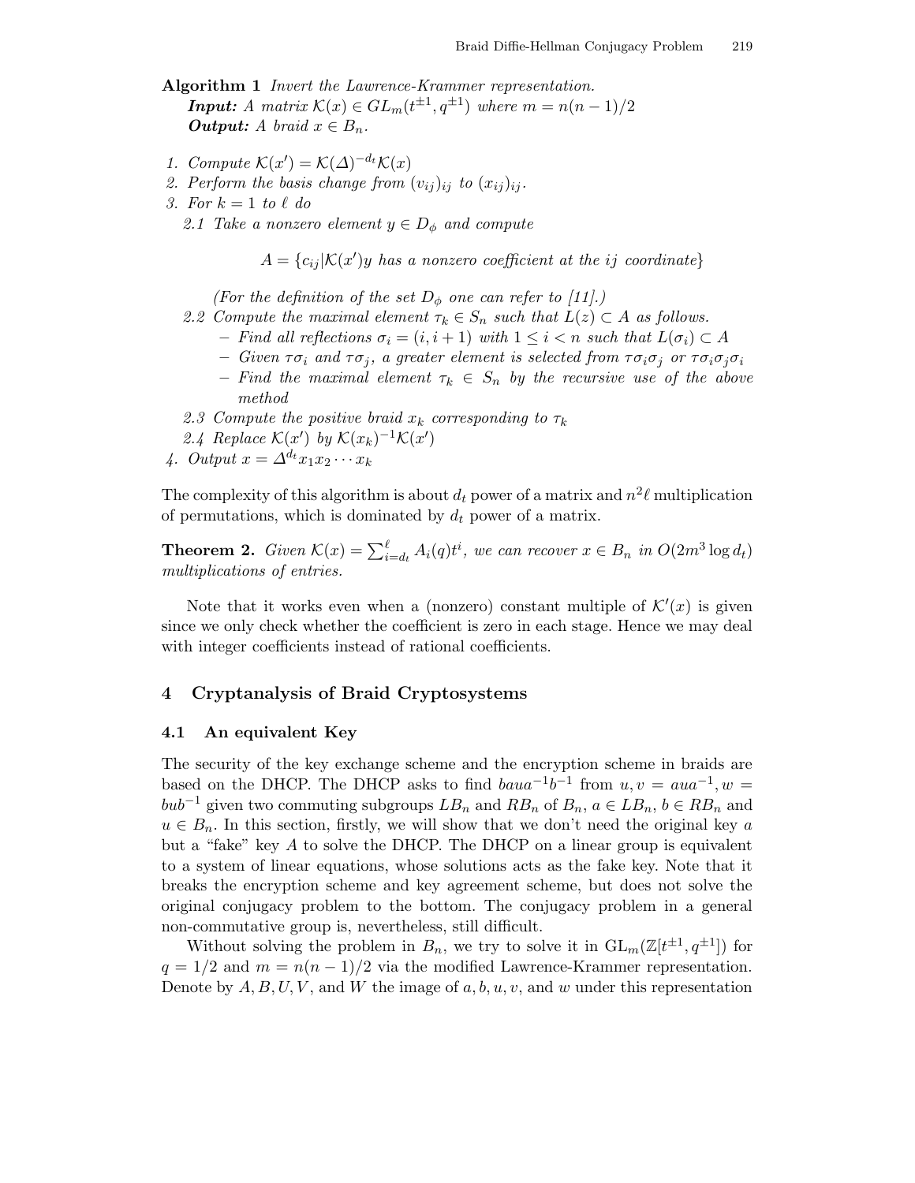**Algorithm 1** *Invert the Lawrence-Krammer representation.*
***Input:*** *A matrix $\mathcal{K}(x) \in GL_m(t^{\pm 1}, q^{\pm 1})$ where $m = n(n-1)/2$*
***Output:*** *A braid $x \in B_n$.*

1. *Compute $\mathcal{K}(x') = \mathcal{K}(\Delta)^{-d_t}\mathcal{K}(x)$*
2. *Perform the basis change from $(v_{ij})_{ij}$ to $(x_{ij})_{ij}$.*
3. *For $k = 1$ to $\ell$ do*
   2.1 *Take a nonzero element $y \in D_\phi$ and compute*

   $$A = \{c_{ij} | \mathcal{K}(x')y \text{ has a nonzero coefficient at the } ij \text{ coordinate}\}$$

   *(For the definition of the set $D_\phi$ one can refer to [11].)*

   2.2 *Compute the maximal element $\tau_k \in S_n$ such that $L(z) \subset A$ as follows.*
   - *Find all reflections $\sigma_i = (i, i+1)$ with $1 \le i < n$ such that $L(\sigma_i) \subset A$*
   - *Given $\tau\sigma_i$ and $\tau\sigma_j$, a greater element is selected from $\tau\sigma_i\sigma_j$ or $\tau\sigma_i\sigma_j\sigma_i$*
   - *Find the maximal element $\tau_k \in S_n$ by the recursive use of the above method*

   2.3 *Compute the positive braid $x_k$ corresponding to $\tau_k$*

   2.4 *Replace $\mathcal{K}(x')$ by $\mathcal{K}(x_k)^{-1}\mathcal{K}(x')$*
4. *Output $x = \Delta^{d_t} x_1 x_2 \cdots x_k$*

The complexity of this algorithm is about $d_t$ power of a matrix and $n^2\ell$ multiplication of permutations, which is dominated by $d_t$ power of a matrix.

**Theorem 2.** *Given $\mathcal{K}(x) = \sum_{i=d_t}^{\ell} A_i(q)t^i$, we can recover $x \in B_n$ in $O(2m^3 \log d_t)$ multiplications of entries.*

Note that it works even when a (nonzero) constant multiple of $\mathcal{K}'(x)$ is given since we only check whether the coefficient is zero in each stage. Hence we may deal with integer coefficients instead of rational coefficients.

## 4 Cryptanalysis of Braid Cryptosystems

### 4.1 An equivalent Key

The security of the key exchange scheme and the encryption scheme in braids are based on the DHCP. The DHCP asks to find $baua^{-1}b^{-1}$ from $u, v = aua^{-1}, w = bub^{-1}$ given two commuting subgroups $LB_n$ and $RB_n$ of $B_n$, $a \in LB_n$, $b \in RB_n$ and $u \in B_n$. In this section, firstly, we will show that we don't need the original key $a$ but a "fake" key $A$ to solve the DHCP. The DHCP on a linear group is equivalent to a system of linear equations, whose solutions acts as the fake key. Note that it breaks the encryption scheme and key agreement scheme, but does not solve the original conjugacy problem to the bottom. The conjugacy problem in a general non-commutative group is, nevertheless, still difficult.

Without solving the problem in $B_n$, we try to solve it in $\mathrm{GL}_m(\mathbb{Z}[t^{\pm 1}, q^{\pm 1}])$ for $q = 1/2$ and $m = n(n-1)/2$ via the modified Lawrence-Krammer representation. Denote by $A, B, U, V$, and $W$ the image of $a, b, u, v$, and $w$ under this representation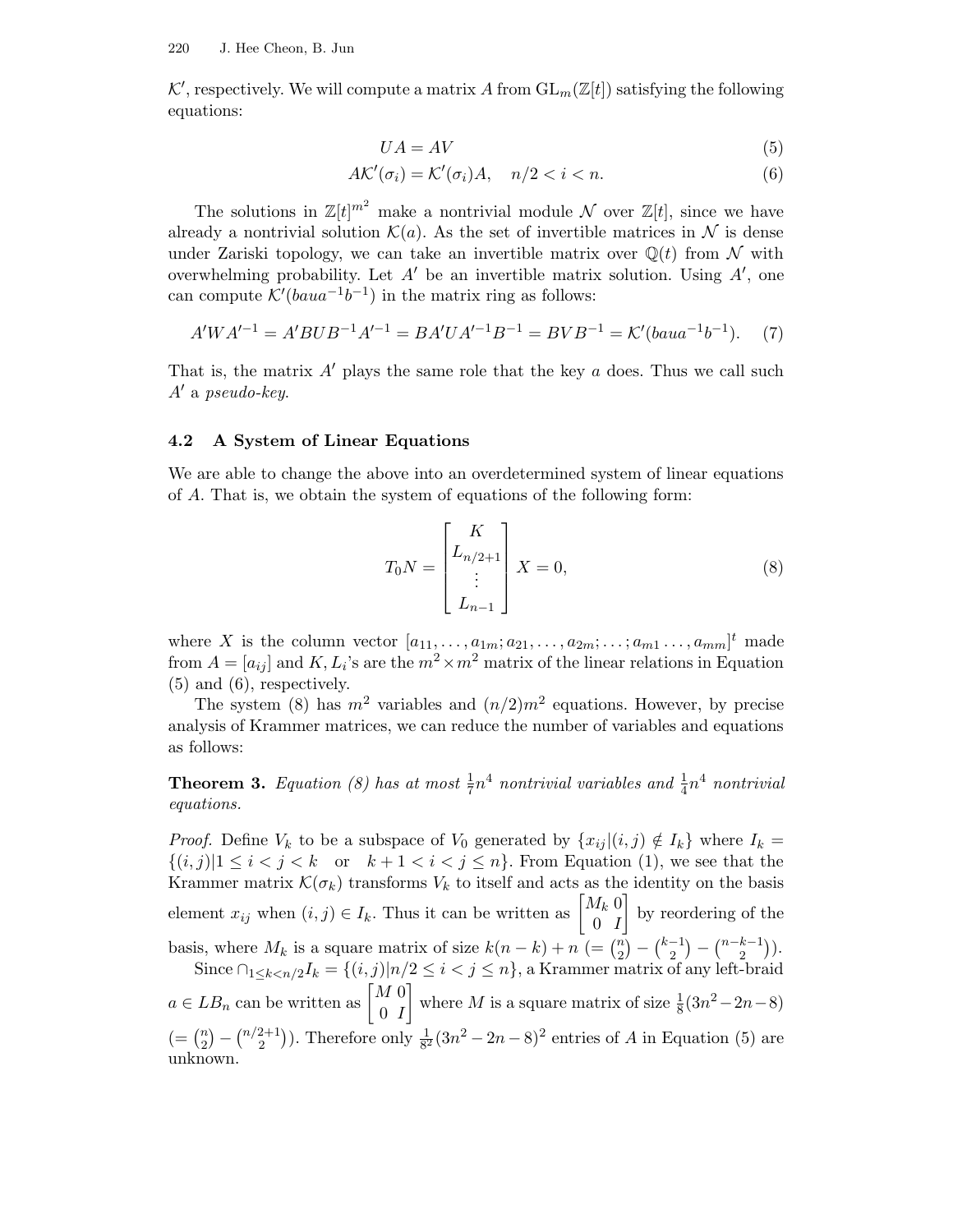$\mathcal{K}'$, respectively. We will compute a matrix $A$ from $\mathrm{GL}_m(\mathbb{Z}[t])$ satisfying the following equations:

$$UA = AV \tag{5}$$

$$A\mathcal{K}'(\sigma_i) = \mathcal{K}'(\sigma_i)A, \quad n/2 < i < n. \tag{6}$$

The solutions in $\mathbb{Z}[t]^{m^2}$ make a nontrivial module $\mathcal{N}$ over $\mathbb{Z}[t]$, since we have already a nontrivial solution $\mathcal{K}(a)$. As the set of invertible matrices in $\mathcal{N}$ is dense under Zariski topology, we can take an invertible matrix over $\mathbb{Q}(t)$ from $\mathcal{N}$ with overwhelming probability. Let $A'$ be an invertible matrix solution. Using $A'$, one can compute $\mathcal{K}'(baua^{-1}b^{-1})$ in the matrix ring as follows:

$$A'WA'^{-1} = A'BUB^{-1}A'^{-1} = BA'UA'^{-1}B^{-1} = BVB^{-1} = \mathcal{K}'(baua^{-1}b^{-1}). \tag{7}$$

That is, the matrix $A'$ plays the same role that the key $a$ does. Thus we call such $A'$ a *pseudo-key*.

### 4.2 A System of Linear Equations

We are able to change the above into an overdetermined system of linear equations of $A$. That is, we obtain the system of equations of the following form:

$$T_0 N = \begin{bmatrix} K \\ L_{n/2+1} \\ \vdots \\ L_{n-1} \end{bmatrix} X = 0, \tag{8}$$

where $X$ is the column vector $[a_{11}, \ldots, a_{1m}; a_{21}, \ldots, a_{2m}; \ldots; a_{m1} \ldots, a_{mm}]^t$ made from $A = [a_{ij}]$ and $K, L_i$'s are the $m^2 \times m^2$ matrix of the linear relations in Equation (5) and (6), respectively.

The system (8) has $m^2$ variables and $(n/2)m^2$ equations. However, by precise analysis of Krammer matrices, we can reduce the number of variables and equations as follows:

**Theorem 3.** *Equation (8) has at most $\frac{1}{7}n^4$ nontrivial variables and $\frac{1}{4}n^4$ nontrivial equations.*

*Proof.* Define $V_k$ to be a subspace of $V_0$ generated by $\{x_{ij} | (i,j) \notin I_k\}$ where $I_k = \{(i,j) | 1 \leq i < j < k \quad \text{or} \quad k+1 < i < j \leq n\}$. From Equation (1), we see that the Krammer matrix $\mathcal{K}(\sigma_k)$ transforms $V_k$ to itself and acts as the identity on the basis element $x_{ij}$ when $(i,j) \in I_k$. Thus it can be written as $\begin{bmatrix} M_k & 0 \\ 0 & I \end{bmatrix}$ by reordering of the basis, where $M_k$ is a square matrix of size $k(n-k)+n$ $(= \binom{n}{2} - \binom{k-1}{2} - \binom{n-k-1}{2})$.

Since $\cap_{1 \leq k < n/2} I_k = \{(i,j) | n/2 \leq i < j \leq n\}$, a Krammer matrix of any left-braid $a \in LB_n$ can be written as $\begin{bmatrix} M & 0 \\ 0 & I \end{bmatrix}$ where $M$ is a square matrix of size $\frac{1}{8}(3n^2 - 2n - 8)$ $(= \binom{n}{2} - \binom{n/2+1}{2})$. Therefore only $\frac{1}{8^2}(3n^2 - 2n - 8)^2$ entries of $A$ in Equation (5) are unknown.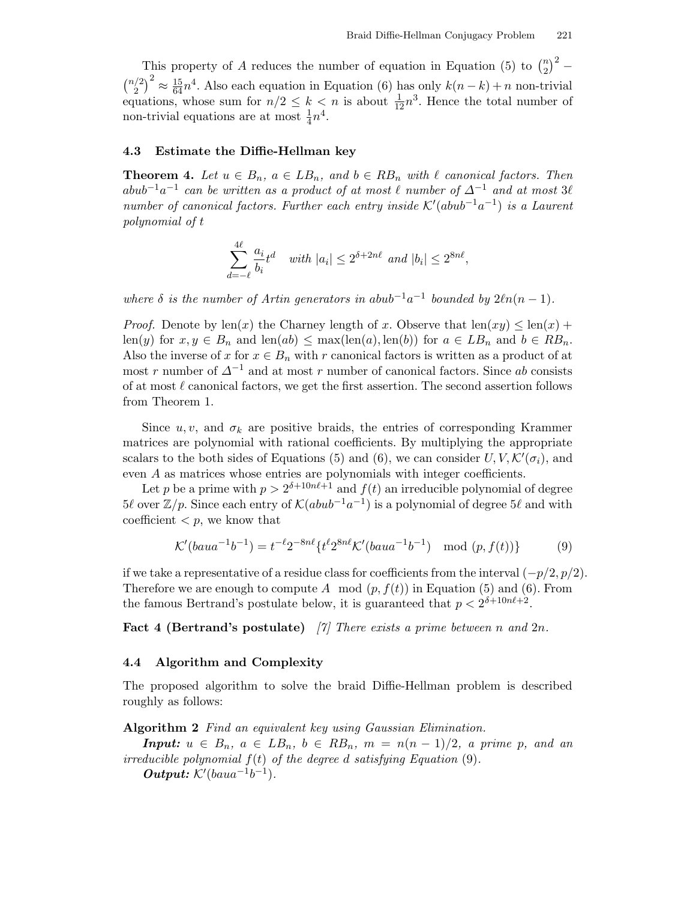This property of $A$ reduces the number of equation in Equation (5) to $\binom{n}{2}^2 - \binom{n/2}{2}^2 \approx \frac{15}{64}n^4$. Also each equation in Equation (6) has only $k(n-k)+n$ non-trivial equations, whose sum for $n/2 \le k < n$ is about $\frac{1}{12}n^3$. Hence the total number of non-trivial equations are at most $\frac{1}{4}n^4$.

### 4.3 Estimate the Diffie-Hellman key

**Theorem 4.** *Let $u \in B_n$, $a \in LB_n$, and $b \in RB_n$ with $\ell$ canonical factors. Then $abub^{-1}a^{-1}$ can be written as a product of at most $\ell$ number of $\Delta^{-1}$ and at most $3\ell$ number of canonical factors. Further each entry inside $\mathcal{K}'(abub^{-1}a^{-1})$ is a Laurent polynomial of $t$*

$$\sum_{d=-\ell}^{4\ell} \frac{a_i}{b_i} t^d \quad \text{with } |a_i| \le 2^{\delta+2n\ell} \text{ and } |b_i| \le 2^{8n\ell},$$

*where $\delta$ is the number of Artin generators in $abub^{-1}a^{-1}$ bounded by $2\ell n(n-1)$.*

*Proof.* Denote by $\text{len}(x)$ the Charney length of $x$. Observe that $\text{len}(xy) \le \text{len}(x) + \text{len}(y)$ for $x, y \in B_n$ and $\text{len}(ab) \le \max(\text{len}(a), \text{len}(b))$ for $a \in LB_n$ and $b \in RB_n$. Also the inverse of $x$ for $x \in B_n$ with $r$ canonical factors is written as a product of at most $r$ number of $\Delta^{-1}$ and at most $r$ number of canonical factors. Since $ab$ consists of at most $\ell$ canonical factors, we get the first assertion. The second assertion follows from Theorem 1.

Since $u, v$, and $\sigma_k$ are positive braids, the entries of corresponding Krammer matrices are polynomial with rational coefficients. By multiplying the appropriate scalars to the both sides of Equations (5) and (6), we can consider $U, V, \mathcal{K}'(\sigma_i)$, and even $A$ as matrices whose entries are polynomials with integer coefficients.

Let $p$ be a prime with $p > 2^{\delta+10n\ell+1}$ and $f(t)$ an irreducible polynomial of degree $5\ell$ over $\mathbb{Z}/p$. Since each entry of $\mathcal{K}(abub^{-1}a^{-1})$ is a polynomial of degree $5\ell$ and with coefficient $< p$, we know that

$$\mathcal{K}'(baua^{-1}b^{-1}) = t^{-\ell} 2^{-8n\ell} \{ t^{\ell} 2^{8n\ell} \mathcal{K}'(baua^{-1}b^{-1}) \mod (p, f(t)) \} \tag{9}$$

if we take a representative of a residue class for coefficients from the interval $(-p/2, p/2)$. Therefore we are enough to compute $A \mod (p, f(t))$ in Equation (5) and (6). From the famous Bertrand's postulate below, it is guaranteed that $p < 2^{\delta+10n\ell+2}$.

**Fact 4 (Bertrand's postulate)** *[7] There exists a prime between $n$ and $2n$.*

### 4.4 Algorithm and Complexity

The proposed algorithm to solve the braid Diffie-Hellman problem is described roughly as follows:

**Algorithm 2** *Find an equivalent key using Gaussian Elimination.*

***Input:*** $u \in B_n$, $a \in LB_n$, $b \in RB_n$, $m = n(n-1)/2$, *a prime* $p$, *and an irreducible polynomial* $f(t)$ *of the degree* $d$ *satisfying Equation* (9).

***Output:*** $\mathcal{K}'(baua^{-1}b^{-1})$.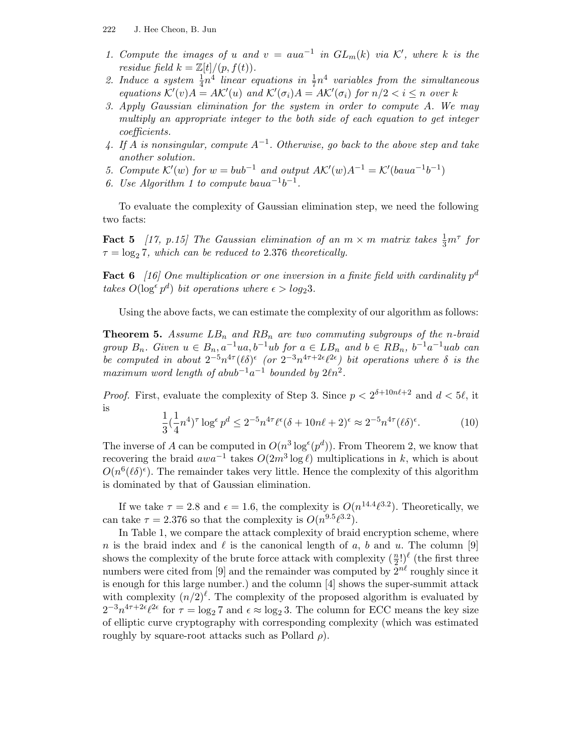1. *Compute the images of $u$ and $v = aua^{-1}$ in $GL_m(k)$ via $\mathcal{K}'$, where $k$ is the residue field $k = \mathbb{Z}[t]/(p, f(t))$.*
2. *Induce a system $\frac{1}{4}n^4$ linear equations in $\frac{1}{7}n^4$ variables from the simultaneous equations $\mathcal{K}'(v)A = A\mathcal{K}'(u)$ and $\mathcal{K}'(\sigma_i)A = A\mathcal{K}'(\sigma_i)$ for $n/2 < i \leq n$ over $k$*
3. *Apply Gaussian elimination for the system in order to compute $A$. We may multiply an appropriate integer to the both side of each equation to get integer coefficients.*
4. *If $A$ is nonsingular, compute $A^{-1}$. Otherwise, go back to the above step and take another solution.*
5. *Compute $\mathcal{K}'(w)$ for $w = bub^{-1}$ and output $A\mathcal{K}'(w)A^{-1} = \mathcal{K}'(baua^{-1}b^{-1})$*
6. *Use Algorithm 1 to compute $baua^{-1}b^{-1}$.*

To evaluate the complexity of Gaussian elimination step, we need the following two facts:

**Fact 5** *[17, p.15] The Gaussian elimination of an $m \times m$ matrix takes $\frac{1}{3}m^\tau$ for $\tau = \log_2 7$, which can be reduced to 2.376 theoretically.*

**Fact 6** *[16] One multiplication or one inversion in a finite field with cardinality $p^d$ takes $O(\log^\epsilon p^d)$ bit operations where $\epsilon > log_2 3$.*

Using the above facts, we can estimate the complexity of our algorithm as follows:

**Theorem 5.** *Assume $LB_n$ and $RB_n$ are two commuting subgroups of the $n$-braid group $B_n$. Given $u \in B_n, a^{-1}ua, b^{-1}ub$ for $a \in LB_n$ and $b \in RB_n$, $b^{-1}a^{-1}uab$ can be computed in about $2^{-5}n^{4\tau}(\ell\delta)^\epsilon$ (or $2^{-3}n^{4\tau+2\epsilon}\ell^{2\epsilon}$) bit operations where $\delta$ is the maximum word length of $abub^{-1}a^{-1}$ bounded by $2\ell n^2$.*

*Proof.* First, evaluate the complexity of Step 3. Since $p < 2^{\delta+10n\ell+2}$ and $d < 5\ell$, it is

$$\frac{1}{3}(\frac{1}{4}n^4)^\tau \log^\epsilon p^d \leq 2^{-5}n^{4\tau}\ell^\epsilon(\delta + 10n\ell + 2)^\epsilon \approx 2^{-5}n^{4\tau}(\ell\delta)^\epsilon. \quad (10)$$

The inverse of $A$ can be computed in $O(n^3 \log^\epsilon(p^d))$. From Theorem 2, we know that recovering the braid $awa^{-1}$ takes $O(2m^3 \log \ell)$ multiplications in $k$, which is about $O(n^6(\ell\delta)^\epsilon)$. The remainder takes very little. Hence the complexity of this algorithm is dominated by that of Gaussian elimination.

If we take $\tau = 2.8$ and $\epsilon = 1.6$, the complexity is $O(n^{14.4}\ell^{3.2})$. Theoretically, we can take $\tau = 2.376$ so that the complexity is $O(n^{9.5}\ell^{3.2})$.

In Table 1, we compare the attack complexity of braid encryption scheme, where $n$ is the braid index and $\ell$ is the canonical length of $a$, $b$ and $u$. The column [9] shows the complexity of the brute force attack with complexity $(\frac{n}{2}!)^\ell$ (the first three numbers were cited from [9] and the remainder was computed by $2^{n\ell}$ roughly since it is enough for this large number.) and the column [4] shows the super-summit attack with complexity $(n/2)^\ell$. The complexity of the proposed algorithm is evaluated by $2^{-3}n^{4\tau+2\epsilon}\ell^{2\epsilon}$ for $\tau = \log_2 7$ and $\epsilon \approx \log_2 3$. The column for ECC means the key size of elliptic curve cryptography with corresponding complexity (which was estimated roughly by square-root attacks such as Pollard $\rho$).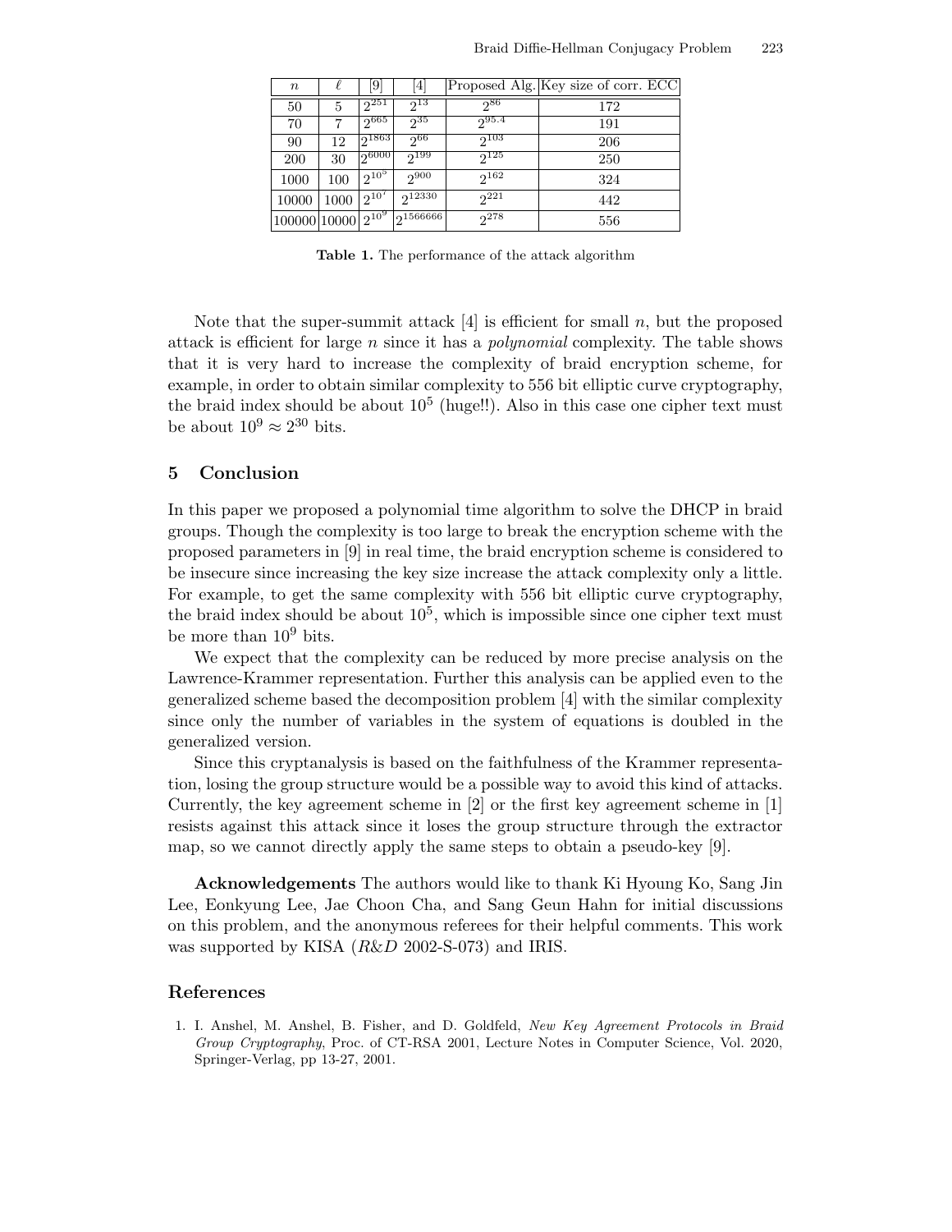| $n$ | $\ell$ | [9] | [4] | Proposed Alg. | Key size of corr. ECC |
|---|---|---|---|---|---|
| 50 | 5 | $2^{251}$ | $2^{13}$ | $2^{86}$ | 172 |
| 70 | 7 | $2^{665}$ | $2^{35}$ | $2^{95.4}$ | 191 |
| 90 | 12 | $2^{1863}$ | $2^{66}$ | $2^{103}$ | 206 |
| 200 | 30 | $2^{6000}$ | $2^{199}$ | $2^{125}$ | 250 |
| 1000 | 100 | $2^{10^5}$ | $2^{900}$ | $2^{162}$ | 324 |
| 10000 | 1000 | $2^{10^7}$ | $2^{12330}$ | $2^{221}$ | 442 |
| 100000 | 10000 | $2^{10^9}$ | $2^{1566666}$ | $2^{278}$ | 556 |

**Table 1.** The performance of the attack algorithm

Note that the super-summit attack [4] is efficient for small $n$, but the proposed attack is efficient for large $n$ since it has a *polynomial* complexity. The table shows that it is very hard to increase the complexity of braid encryption scheme, for example, in order to obtain similar complexity to 556 bit elliptic curve cryptography, the braid index should be about $10^5$ (huge!!). Also in this case one cipher text must be about $10^9 \approx 2^{30}$ bits.

## 5 Conclusion

In this paper we proposed a polynomial time algorithm to solve the DHCP in braid groups. Though the complexity is too large to break the encryption scheme with the proposed parameters in [9] in real time, the braid encryption scheme is considered to be insecure since increasing the key size increase the attack complexity only a little. For example, to get the same complexity with 556 bit elliptic curve cryptography, the braid index should be about $10^5$, which is impossible since one cipher text must be more than $10^9$ bits.

We expect that the complexity can be reduced by more precise analysis on the Lawrence-Krammer representation. Further this analysis can be applied even to the generalized scheme based the decomposition problem [4] with the similar complexity since only the number of variables in the system of equations is doubled in the generalized version.

Since this cryptanalysis is based on the faithfulness of the Krammer representation, losing the group structure would be a possible way to avoid this kind of attacks. Currently, the key agreement scheme in [2] or the first key agreement scheme in [1] resists against this attack since it loses the group structure through the extractor map, so we cannot directly apply the same steps to obtain a pseudo-key [9].

**Acknowledgements** The authors would like to thank Ki Hyoung Ko, Sang Jin Lee, Eonkyung Lee, Jae Choon Cha, and Sang Geun Hahn for initial discussions on this problem, and the anonymous referees for their helpful comments. This work was supported by KISA (*R&D* 2002-S-073) and IRIS.

## References

1. I. Anshel, M. Anshel, B. Fisher, and D. Goldfeld, *New Key Agreement Protocols in Braid Group Cryptography*, Proc. of CT-RSA 2001, Lecture Notes in Computer Science, Vol. 2020, Springer-Verlag, pp 13-27, 2001.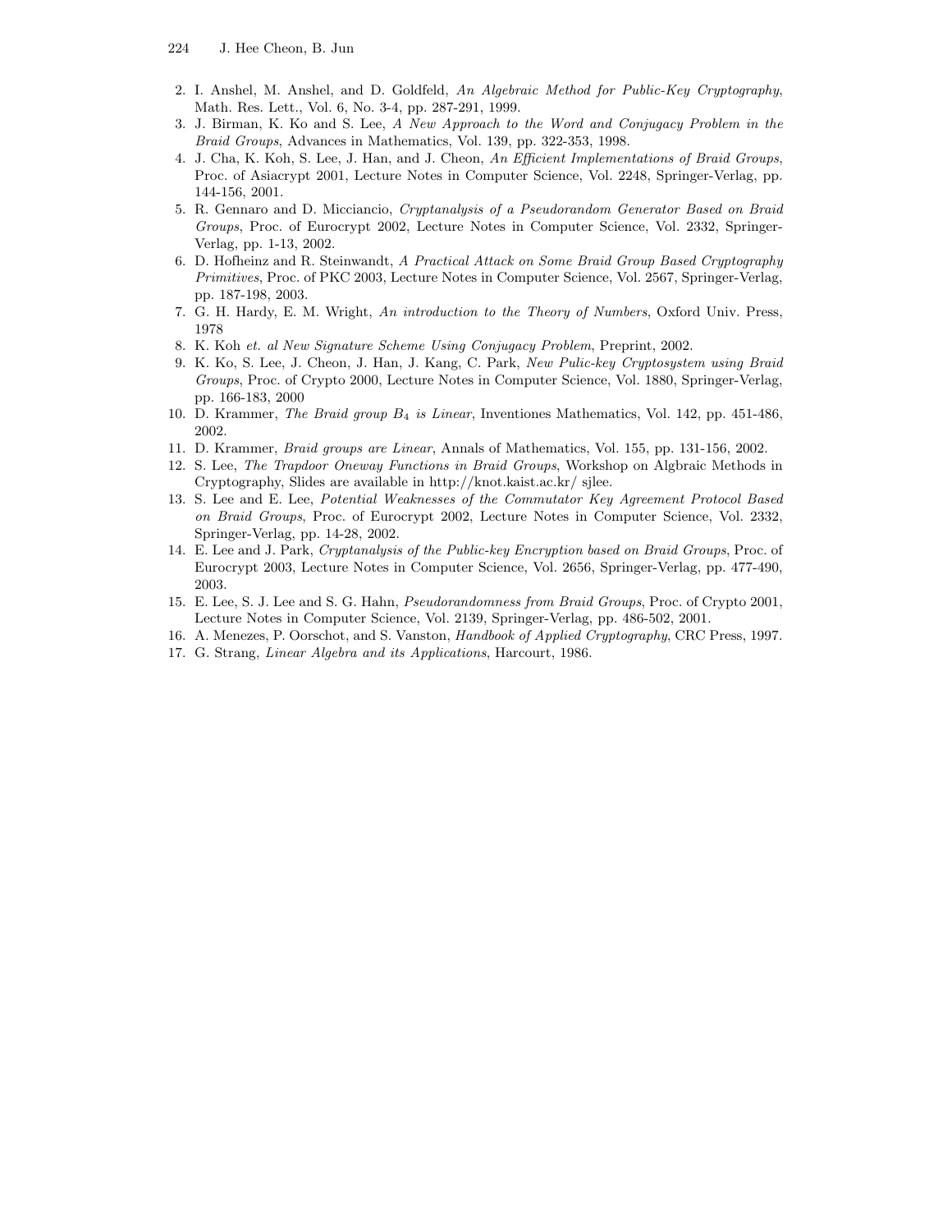2. I. Anshel, M. Anshel, and D. Goldfeld, *An Algebraic Method for Public-Key Cryptography*, Math. Res. Lett., Vol. 6, No. 3-4, pp. 287-291, 1999.
3. J. Birman, K. Ko and S. Lee, *A New Approach to the Word and Conjugacy Problem in the Braid Groups*, Advances in Mathematics, Vol. 139, pp. 322-353, 1998.
4. J. Cha, K. Koh, S. Lee, J. Han, and J. Cheon, *An Efficient Implementations of Braid Groups*, Proc. of Asiacrypt 2001, Lecture Notes in Computer Science, Vol. 2248, Springer-Verlag, pp. 144-156, 2001.
5. R. Gennaro and D. Micciancio, *Cryptanalysis of a Pseudorandom Generator Based on Braid Groups*, Proc. of Eurocrypt 2002, Lecture Notes in Computer Science, Vol. 2332, Springer-Verlag, pp. 1-13, 2002.
6. D. Hofheinz and R. Steinwandt, *A Practical Attack on Some Braid Group Based Cryptography Primitives*, Proc. of PKC 2003, Lecture Notes in Computer Science, Vol. 2567, Springer-Verlag, pp. 187-198, 2003.
7. G. H. Hardy, E. M. Wright, *An introduction to the Theory of Numbers*, Oxford Univ. Press, 1978
8. K. Koh *et. al New Signature Scheme Using Conjugacy Problem*, Preprint, 2002.
9. K. Ko, S. Lee, J. Cheon, J. Han, J. Kang, C. Park, *New Pulic-key Cryptosystem using Braid Groups*, Proc. of Crypto 2000, Lecture Notes in Computer Science, Vol. 1880, Springer-Verlag, pp. 166-183, 2000
10. D. Krammer, *The Braid group $B_4$ is Linear*, Inventiones Mathematics, Vol. 142, pp. 451-486, 2002.
11. D. Krammer, *Braid groups are Linear*, Annals of Mathematics, Vol. 155, pp. 131-156, 2002.
12. S. Lee, *The Trapdoor Oneway Functions in Braid Groups*, Workshop on Algbraic Methods in Cryptography, Slides are available in http://knot.kaist.ac.kr/ sjlee.
13. S. Lee and E. Lee, *Potential Weaknesses of the Commutator Key Agreement Protocol Based on Braid Groups*, Proc. of Eurocrypt 2002, Lecture Notes in Computer Science, Vol. 2332, Springer-Verlag, pp. 14-28, 2002.
14. E. Lee and J. Park, *Cryptanalysis of the Public-key Encryption based on Braid Groups*, Proc. of Eurocrypt 2003, Lecture Notes in Computer Science, Vol. 2656, Springer-Verlag, pp. 477-490, 2003.
15. E. Lee, S. J. Lee and S. G. Hahn, *Pseudorandomness from Braid Groups*, Proc. of Crypto 2001, Lecture Notes in Computer Science, Vol. 2139, Springer-Verlag, pp. 486-502, 2001.
16. A. Menezes, P. Oorschot, and S. Vanston, *Handbook of Applied Cryptography*, CRC Press, 1997.
17. G. Strang, *Linear Algebra and its Applications*, Harcourt, 1986.